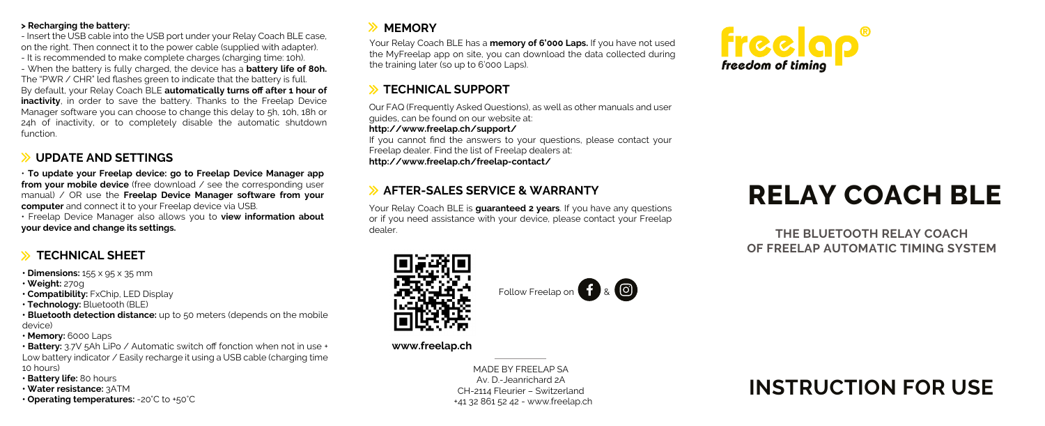**> Recharging the battery:**

- Insert the USB cable into the USB port under your Relay Coach BLE case, on the right. Then connect it to the power cable (supplied with adapter).
- It is recommended to make complete charges (charging time: 10h).
- When the battery is fully charged, the device has a **battery life of 80h.**

The "PWR / CHR" led flashes green to indicate that the battery is full.

By default, your Relay Coach BLE **automatically turns off after 1 hour of inactivity**, in order to save the battery. Thanks to the Freelap Device Manager software you can choose to change this delay to 5h, 10h, 18h or 24h of inactivity, or to completely disable the automatic shutdown function.

## UPDATE AND SETTINGS

• **To update your Freelap device: go to Freelap Device Manager app from your mobile device** (free download / see the corresponding user manual) / OR use the **Freelap Device Manager software from your computer** and connect it to your Freelap device via USB.

• Freelap Device Manager also allows you to **view information about your device and change its settings.**

## TECHNICAL SHEET

- **Dimensions:** 155 x 95 x 35 mm
- **Weight:** 270g
- **Compatibility:** FxChip, LED Display
- **Technology:** Bluetooth (BLE)
- **Bluetooth detection distance:** up to 50 meters (depends on the mobile device)
- **Memory:** 6000 Laps
- **Battery:** 3.7V 5Ah LiPo / Automatic switch off fonction when not in use + Low battery indicator / Easily recharge it using a USB cable (charging time 10 hours)
- **Battery life:** 80 hours
- **Water resistance:** 3ATM
- **Operating temperatures:** -20°C to +50°C

## MEMORY

Your Relay Coach BLE has a **memory of 6'000 Laps.** If you have not used the MyFreelap app on site, you can download the data collected during the training later (so up to 6'000 Laps).

## TECHNICAL SUPPORT

Our FAQ (Frequently Asked Questions), as well as other manuals and user guides, can be found on our website at:

**http://www.freelap.ch/support/**

If you cannot find the answers to your questions, please contact your Freelap dealer. Find the list of Freelap dealers at:

**http://www.freelap.ch/freelap-contact/**

## AFTER-SALES SERVICE & WARRANTY

Your Relay Coach BLE is **guaranteed 2 years**. If you have any questions or if you need assistance with your device, please contact your Freelap dealer.

Follow Freelap on &

**www.freelap.ch**

MADE BY FREELAP SA
Av. D.-Jeanrichard 2A
CH-2114 Fleurier – Switzerland
+41 32 861 52 42 - www.freelap.ch

freelap®
*freedom of timing*

# RELAY COACH BLE

**THE BLUETOOTH RELAY COACH OF FREELAP AUTOMATIC TIMING SYSTEM**

# INSTRUCTION FOR USE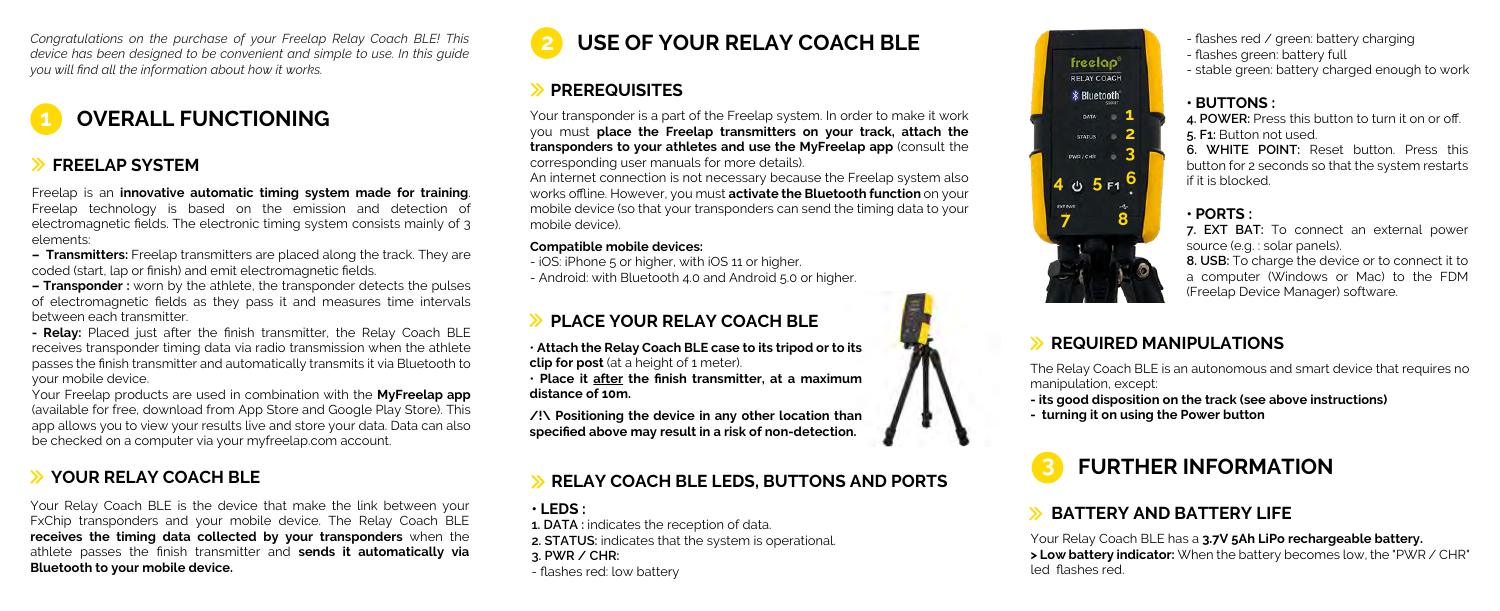*Congratulations on the purchase of your Freelap Relay Coach BLE! This device has been designed to be convenient and simple to use. In this guide you will find all the information about how it works.*

# 1 OVERALL FUNCTIONING

## FREELAP SYSTEM

Freelap is an **innovative automatic timing system made for training**. Freelap technology is based on the emission and detection of electromagnetic fields. The electronic timing system consists mainly of 3 elements:

**– Transmitters:** Freelap transmitters are placed along the track. They are coded (start, lap or finish) and emit electromagnetic fields.

**– Transponder :** worn by the athlete, the transponder detects the pulses of electromagnetic fields as they pass it and measures time intervals between each transmitter.

**- Relay:** Placed just after the finish transmitter, the Relay Coach BLE receives transponder timing data via radio transmission when the athlete passes the finish transmitter and automatically transmits it via Bluetooth to your mobile device.

Your Freelap products are used in combination with the **MyFreelap app** (available for free, download from App Store and Google Play Store). This app allows you to view your results live and store your data. Data can also be checked on a computer via your myfreelap.com account.

## YOUR RELAY COACH BLE

Your Relay Coach BLE is the device that make the link between your FxChip transponders and your mobile device. The Relay Coach BLE **receives the timing data collected by your transponders** when the athlete passes the finish transmitter and **sends it automatically via Bluetooth to your mobile device.**

# 2 USE OF YOUR RELAY COACH BLE

## PREREQUISITES

Your transponder is a part of the Freelap system. In order to make it work you must **place the Freelap transmitters on your track, attach the transponders to your athletes and use the MyFreelap app** (consult the corresponding user manuals for more details).

An internet connection is not necessary because the Freelap system also works offline. However, you must **activate the Bluetooth function** on your mobile device (so that your transponders can send the timing data to your mobile device).

**Compatible mobile devices:**

- iOS: iPhone 5 or higher, with iOS 11 or higher.
- Android: with Bluetooth 4.0 and Android 5.0 or higher.

## PLACE YOUR RELAY COACH BLE

**· Attach the Relay Coach BLE case to its tripod or to its clip for post** (at a height of 1 meter).

**· Place it <u>after</u> the finish transmitter, at a maximum distance of 10m.**

**/!\ Positioning the device in any other location than specified above may result in a risk of non-detection.**

## RELAY COACH BLE LEDS, BUTTONS AND PORTS

**• LEDS :**

**1. DATA :** indicates the reception of data.
**2. STATUS:** indicates that the system is operational.
**3. PWR / CHR:**

- flashes red: low battery
- flashes red / green: battery charging
- flashes green: battery full
- stable green: battery charged enough to work

**• BUTTONS :**

**4. POWER:** Press this button to turn it on or off.
**5. F1:** Button not used.
**6. WHITE POINT:** Reset button. Press this button for 2 seconds so that the system restarts if it is blocked.

**• PORTS :**

**7. EXT BAT:** To connect an external power source (e.g. : solar panels).
**8. USB:** To charge the device or to connect it to a computer (Windows or Mac) to the FDM (Freelap Device Manager) software.

## REQUIRED MANIPULATIONS

The Relay Coach BLE is an autonomous and smart device that requires no manipulation, except:

**- its good disposition on the track (see above instructions)**
**- turning it on using the Power button**

# 3 FURTHER INFORMATION

## BATTERY AND BATTERY LIFE

Your Relay Coach BLE has a **3.7V 5Ah LiPo rechargeable battery.**
**> Low battery indicator:** When the battery becomes low, the "PWR / CHR" led flashes red.